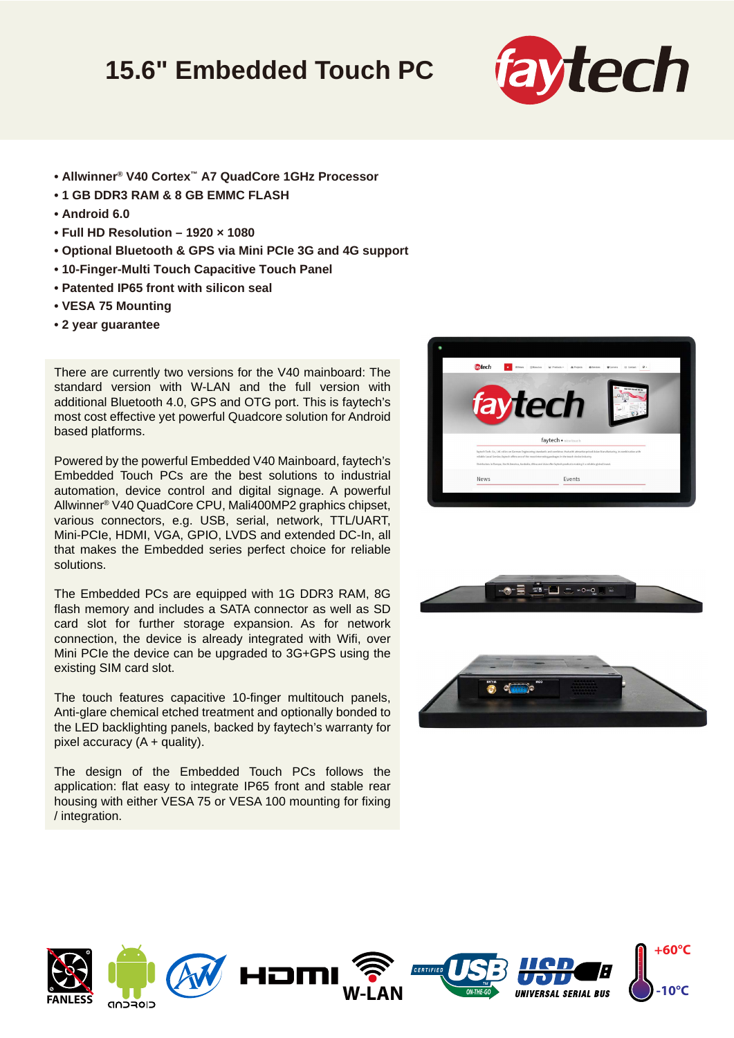# 15.6" Embedded Touch PC

- Allwinner® V40 Cortex™ A7 QuadCore 1GHz Processor
- 1 GB DDR3 RAM & 8 GB EMMC FLASH
- Android 6.0
- Full HD Resolution – 1920 × 1080
- Optional Bluetooth & GPS via Mini PCIe 3G and 4G support
- 10-Finger-Multi Touch Capacitive Touch Panel
- Patented IP65 front with silicon seal
- VESA 75 Mounting
- 2 year guarantee

There are currently two versions for the V40 mainboard: The standard version with W-LAN and the full version with additional Bluetooth 4.0, GPS and OTG port. This is faytech's most cost effective yet powerful Quadcore solution for Android based platforms.

Powered by the powerful Embedded V40 Mainboard, faytech's Embedded Touch PCs are the best solutions to industrial automation, device control and digital signage. A powerful Allwinner® V40 QuadCore CPU, Mali400MP2 graphics chipset, various connectors, e.g. USB, serial, network, TTL/UART, Mini-PCIe, HDMI, VGA, GPIO, LVDS and extended DC-In, all that makes the Embedded series perfect choice for reliable solutions.

The Embedded PCs are equipped with 1G DDR3 RAM, 8G flash memory and includes a SATA connector as well as SD card slot for further storage expansion. As for network connection, the device is already integrated with Wifi, over Mini PCIe the device can be upgraded to 3G+GPS using the existing SIM card slot.

The touch features capacitive 10-finger multitouch panels, Anti-glare chemical etched treatment and optionally bonded to the LED backlighting panels, backed by faytech's warranty for pixel accuracy (A + quality).

The design of the Embedded Touch PCs follows the application: flat easy to integrate IP65 front and stable rear housing with either VESA 75 or VESA 100 mounting for fixing / integration.

FANLESS | android | HDMI | W-LAN | CERTIFIED USB ON-THE-GO | USB UNIVERSAL SERIAL BUS | +60°C -10°C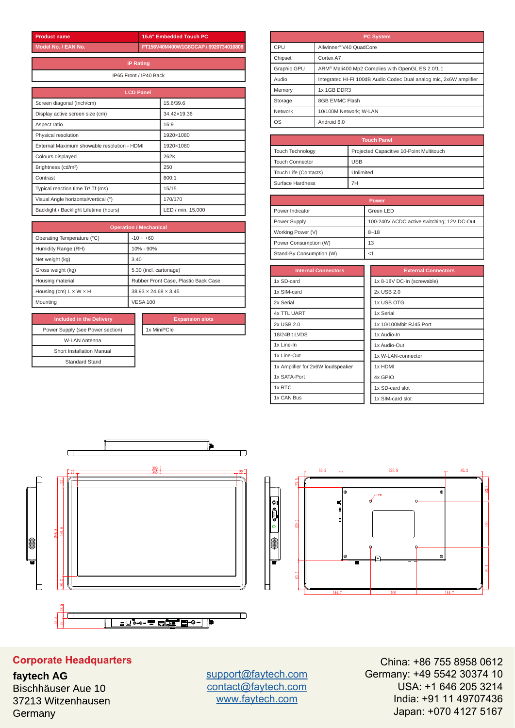| Product name | 15.6" Embedded Touch PC |
| --- | --- |
| Model No. / EAN No. | FT156V40M400W1G8GCAP / 6920734016808 |

| IP Rating |
| --- |
| IP65 Front / IP40 Back |

| LCD Panel | |
| --- | --- |
| Screen diagonal (Inch/cm) | 15.6/39.6 |
| Display active screen size (cm) | 34.42×19.36 |
| Aspect ratio | 16:9 |
| Physical resolution | 1920×1080 |
| External Maximum showable resolution - HDMI | 1920×1080 |
| Colours displayed | 262K |
| Brightness (cd/m²) | 250 |
| Contrast | 800:1 |
| Typical reaction time Tr/ Tf (ms) | 15/15 |
| Visual Angle horizontal/vertical (°) | 170/170 |
| Backlight / Backlight Lifetime (hours) | LED / min. 15,000 |

| Operation / Mechanical | |
| --- | --- |
| Operating Temperature (°C) | -10 ~ +60 |
| Humidity Range (RH) | 10% - 90% |
| Net weight (kg) | 3.40 |
| Gross weight (kg) | 5.30 (incl. cartonage) |
| Housing material | Rubber Front Case, Plastic Back Case |
| Housing (cm) L × W × H | 38.93 × 24.68 × 3.45 |
| Mounting | VESA 100 |

| Included in the Delivery |
| --- |
| Power Supply (see Power section) |
| W-LAN Antenna |
| Short Installation Manual |
| Standard Stand |

| Expansion slots |
| --- |
| 1x MiniPCIe |

| PC System | |
| --- | --- |
| CPU | Allwinner® V40 QuadCore |
| Chipset | Cortex A7 |
| Graphic GPU | ARM® Mali400 Mp2 Complies with OpenGL ES 2.0/1.1 |
| Audio | Integrated HI-FI 100dB Audio Codec Dual analog mic, 2x6W amplifier |
| Memory | 1x 1GB DDR3 |
| Storage | 8GB EMMC Flash |
| Network | 10/100M Network; W-LAN |
| OS | Android 6.0 |

| Touch Panel | |
| --- | --- |
| Touch Technology | Projected Capacitive 10-Point Multitouch |
| Touch Connector | USB |
| Touch Life (Contacts) | Unlimited |
| Surface Hardness | 7H |

| Power | |
| --- | --- |
| Power Indicator | Green LED |
| Power Supply | 100-240V ACDC active switching; 12V DC-Out |
| Working Power (V) | 8~18 |
| Power Consumption (W) | 13 |
| Stand-By Consumption (W) | <1 |

| Internal Connectors |
| --- |
| 1x SD-card |
| 1x SIM-card |
| 2x Serial |
| 4x TTL UART |
| 2x USB 2.0 |
| 18/24Bit LVDS |
| 1x Line-In |
| 1x Line-Out |
| 1x Amplifier for 2x6W loudspeaker |
| 1x SATA-Port |
| 1x RTC |
| 1x CAN Bus |

| External Connectors |
| --- |
| 1x 8-18V DC-In (screwable) |
| 2x USB 2.0 |
| 1x USB OTG |
| 1x Serial |
| 1x 10/100Mbit RJ45 Port |
| 1x Audio-In |
| 1x Audio-Out |
| 1x W-LAN-connector |
| 1x HDMI |
| 4x GPIO |
| 1x SD-card slot |
| 1x SIM-card slot |

389.3
345.3
22
22
22
245.8
194.6
30.2
34.5
32
12.5
80.2
228.9
80.2
23.5
159.9
63.5
144.7
100
144.7
50.4
100
98.4

## Corporate Headquarters

**faytech AG**
Bischhäuser Aue 10
37213 Witzenhausen
Germany

support@faytech.com
contact@faytech.com
www.faytech.com

China: +86 755 8958 0612
Germany: +49 5542 30374 10
USA: +1 646 205 3214
India: +91 11 49707436
Japan: +070 4127 5167